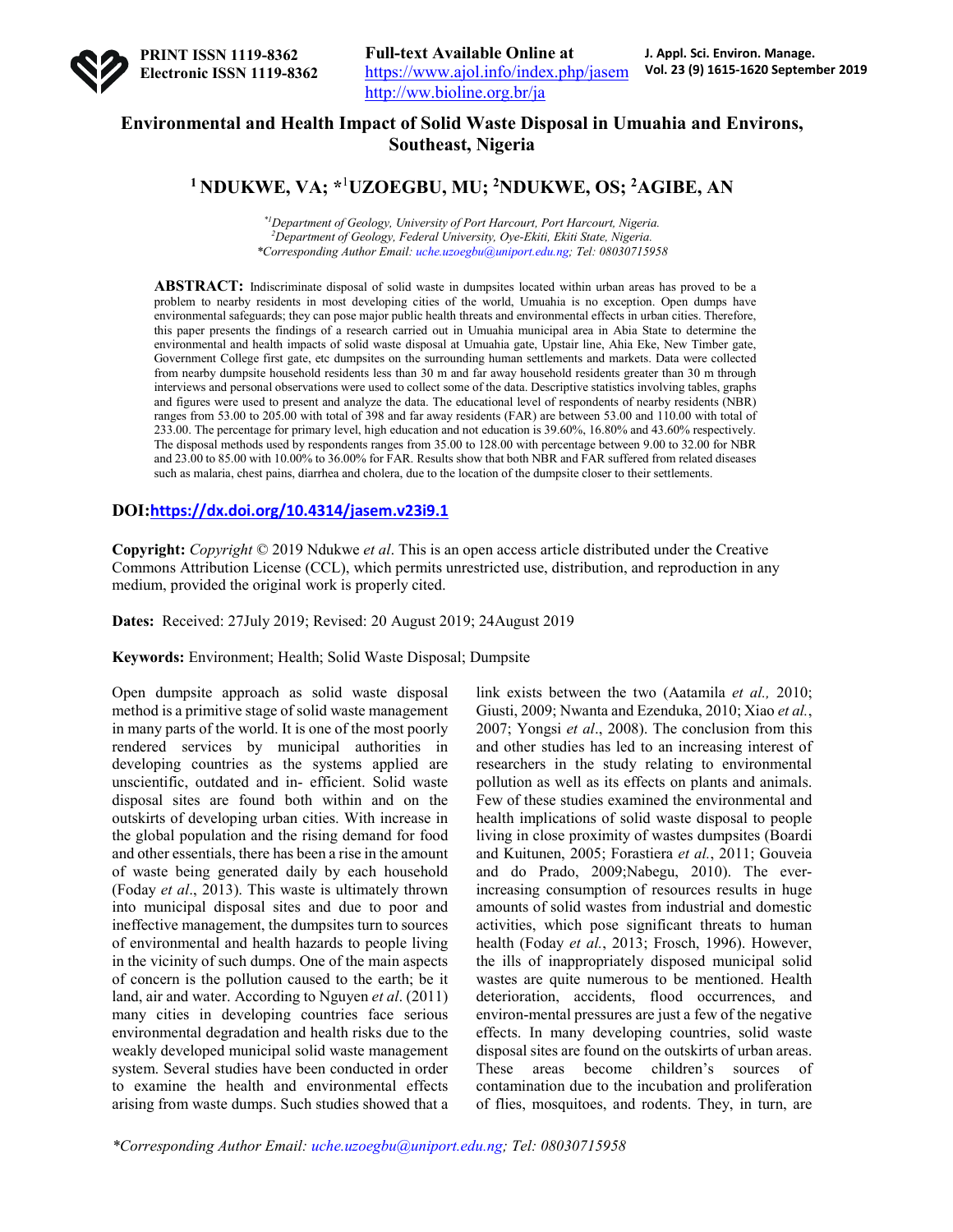# Environmental and Health Impact of Solid Waste Disposal in Umuahia and Environs, Southeast, Nigeria

## [1] NDUKWE, VA; *[1]UZOEGBU, MU; [2]NDUKWE, OS; [2]AGIBE, AN

*[*1]Department of Geology, University of Port Harcourt, Port Harcourt, Nigeria.*
*[2]Department of Geology, Federal University, Oye-Ekiti, Ekiti State, Nigeria.*
*\*Corresponding Author Email: uche.uzoegbu@uniport.edu.ng; Tel: 08030715958*

**ABSTRACT:** Indiscriminate disposal of solid waste in dumpsites located within urban areas has proved to be a problem to nearby residents in most developing cities of the world, Umuahia is no exception. Open dumps have environmental safeguards; they can pose major public health threats and environmental effects in urban cities. Therefore, this paper presents the findings of a research carried out in Umuahia municipal area in Abia State to determine the environmental and health impacts of solid waste disposal at Umuahia gate, Upstair line, Ahia Eke, New Timber gate, Government College first gate, etc dumpsites on the surrounding human settlements and markets. Data were collected from nearby dumpsite household residents less than 30 m and far away household residents greater than 30 m through interviews and personal observations were used to collect some of the data. Descriptive statistics involving tables, graphs and figures were used to present and analyze the data. The educational level of respondents of nearby residents (NBR) ranges from 53.00 to 205.00 with total of 398 and far away residents (FAR) are between 53.00 and 110.00 with total of 233.00. The percentage for primary level, high education and not education is 39.60%, 16.80% and 43.60% respectively. The disposal methods used by respondents ranges from 35.00 to 128.00 with percentage between 9.00 to 32.00 for NBR and 23.00 to 85.00 with 10.00% to 36.00% for FAR. Results show that both NBR and FAR suffered from related diseases such as malaria, chest pains, diarrhea and cholera, due to the location of the dumpsite closer to their settlements.

**DOI:** https://dx.doi.org/10.4314/jasem.v23i9.1

**Copyright:** *Copyright* © 2019 Ndukwe *et al*. This is an open access article distributed under the Creative Commons Attribution License (CCL), which permits unrestricted use, distribution, and reproduction in any medium, provided the original work is properly cited.

**Dates:** Received: 27July 2019; Revised: 20 August 2019; 24August 2019

**Keywords:** Environment; Health; Solid Waste Disposal; Dumpsite

Open dumpsite approach as solid waste disposal method is a primitive stage of solid waste management in many parts of the world. It is one of the most poorly rendered services by municipal authorities in developing countries as the systems applied are unscientific, outdated and in- efficient. Solid waste disposal sites are found both within and on the outskirts of developing urban cities. With increase in the global population and the rising demand for food and other essentials, there has been a rise in the amount of waste being generated daily by each household (Foday *et al*., 2013). This waste is ultimately thrown into municipal disposal sites and due to poor and ineffective management, the dumpsites turn to sources of environmental and health hazards to people living in the vicinity of such dumps. One of the main aspects of concern is the pollution caused to the earth; be it land, air and water. According to Nguyen *et al*. (2011) many cities in developing countries face serious environmental degradation and health risks due to the weakly developed municipal solid waste management system. Several studies have been conducted in order to examine the health and environmental effects arising from waste dumps. Such studies showed that a link exists between the two (Aatamila *et al.,* 2010; Giusti, 2009; Nwanta and Ezenduka, 2010; Xiao *et al.*, 2007; Yongsi *et al*., 2008). The conclusion from this and other studies has led to an increasing interest of researchers in the study relating to environmental pollution as well as its effects on plants and animals. Few of these studies examined the environmental and health implications of solid waste disposal to people living in close proximity of wastes dumpsites (Boardi and Kuitunen, 2005; Forastiera *et al.*, 2011; Gouveia and do Prado, 2009;Nabegu, 2010). The ever-increasing consumption of resources results in huge amounts of solid wastes from industrial and domestic activities, which pose significant threats to human health (Foday *et al.*, 2013; Frosch, 1996). However, the ills of inappropriately disposed municipal solid wastes are quite numerous to be mentioned. Health deterioration, accidents, flood occurrences, and environ-mental pressures are just a few of the negative effects. In many developing countries, solid waste disposal sites are found on the outskirts of urban areas. These areas become children's sources of contamination due to the incubation and proliferation of flies, mosquitoes, and rodents. They, in turn, are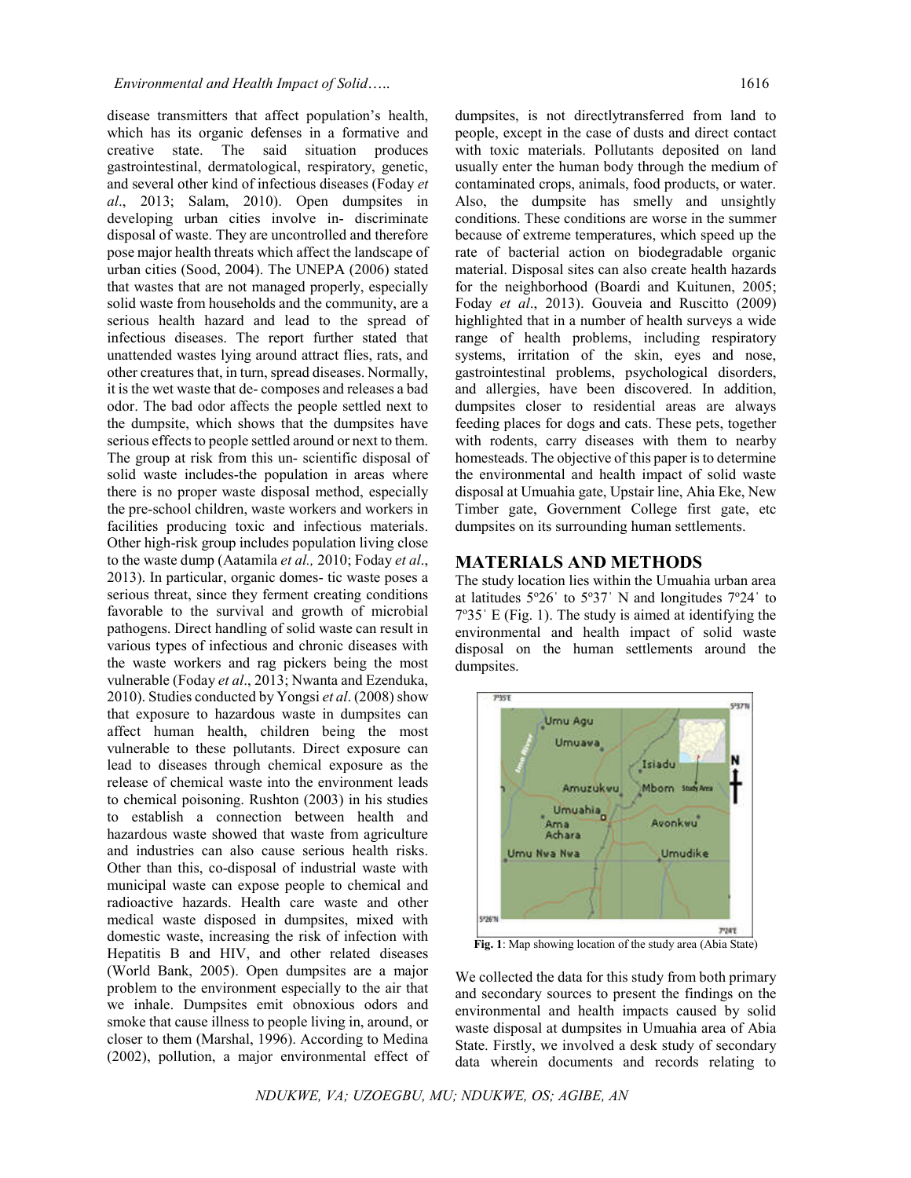disease transmitters that affect population's health, which has its organic defenses in a formative and creative state. The said situation produces gastrointestinal, dermatological, respiratory, genetic, and several other kind of infectious diseases (Foday *et al*., 2013; Salam, 2010). Open dumpsites in developing urban cities involve in- discriminate disposal of waste. They are uncontrolled and therefore pose major health threats which affect the landscape of urban cities (Sood, 2004). The UNEPA (2006) stated that wastes that are not managed properly, especially solid waste from households and the community, are a serious health hazard and lead to the spread of infectious diseases. The report further stated that unattended wastes lying around attract flies, rats, and other creatures that, in turn, spread diseases. Normally, it is the wet waste that de- composes and releases a bad odor. The bad odor affects the people settled next to the dumpsite, which shows that the dumpsites have serious effects to people settled around or next to them. The group at risk from this un- scientific disposal of solid waste includes-the population in areas where there is no proper waste disposal method, especially the pre-school children, waste workers and workers in facilities producing toxic and infectious materials. Other high-risk group includes population living close to the waste dump (Aatamila *et al.,* 2010; Foday *et al*., 2013). In particular, organic domes- tic waste poses a serious threat, since they ferment creating conditions favorable to the survival and growth of microbial pathogens. Direct handling of solid waste can result in various types of infectious and chronic diseases with the waste workers and rag pickers being the most vulnerable (Foday *et al*., 2013; Nwanta and Ezenduka, 2010). Studies conducted by Yongsi *et al*. (2008) show that exposure to hazardous waste in dumpsites can affect human health, children being the most vulnerable to these pollutants. Direct exposure can lead to diseases through chemical exposure as the release of chemical waste into the environment leads to chemical poisoning. Rushton (2003) in his studies to establish a connection between health and hazardous waste showed that waste from agriculture and industries can also cause serious health risks. Other than this, co-disposal of industrial waste with municipal waste can expose people to chemical and radioactive hazards. Health care waste and other medical waste disposed in dumpsites, mixed with domestic waste, increasing the risk of infection with Hepatitis B and HIV, and other related diseases (World Bank, 2005). Open dumpsites are a major problem to the environment especially to the air that we inhale. Dumpsites emit obnoxious odors and smoke that cause illness to people living in, around, or closer to them (Marshal, 1996). According to Medina (2002), pollution, a major environmental effect of dumpsites, is not directlytransferred from land to people, except in the case of dusts and direct contact with toxic materials. Pollutants deposited on land usually enter the human body through the medium of contaminated crops, animals, food products, or water. Also, the dumpsite has smelly and unsightly conditions. These conditions are worse in the summer because of extreme temperatures, which speed up the rate of bacterial action on biodegradable organic material. Disposal sites can also create health hazards for the neighborhood (Boardi and Kuitunen, 2005; Foday *et al*., 2013). Gouveia and Ruscitto (2009) highlighted that in a number of health surveys a wide range of health problems, including respiratory systems, irritation of the skin, eyes and nose, gastrointestinal problems, psychological disorders, and allergies, have been discovered. In addition, dumpsites closer to residential areas are always feeding places for dogs and cats. These pets, together with rodents, carry diseases with them to nearby homesteads. The objective of this paper is to determine the environmental and health impact of solid waste disposal at Umuahia gate, Upstair line, Ahia Eke, New Timber gate, Government College first gate, etc dumpsites on its surrounding human settlements.

## MATERIALS AND METHODS

The study location lies within the Umuahia urban area at latitudes 5º26ˈ to 5º37ˈ N and longitudes 7º24ˈ to 7º35ˈ E (Fig. 1). The study is aimed at identifying the environmental and health impact of solid waste disposal on the human settlements around the dumpsites.

**Fig. 1**: Map showing location of the study area (Abia State)

We collected the data for this study from both primary and secondary sources to present the findings on the environmental and health impacts caused by solid waste disposal at dumpsites in Umuahia area of Abia State. Firstly, we involved a desk study of secondary data wherein documents and records relating to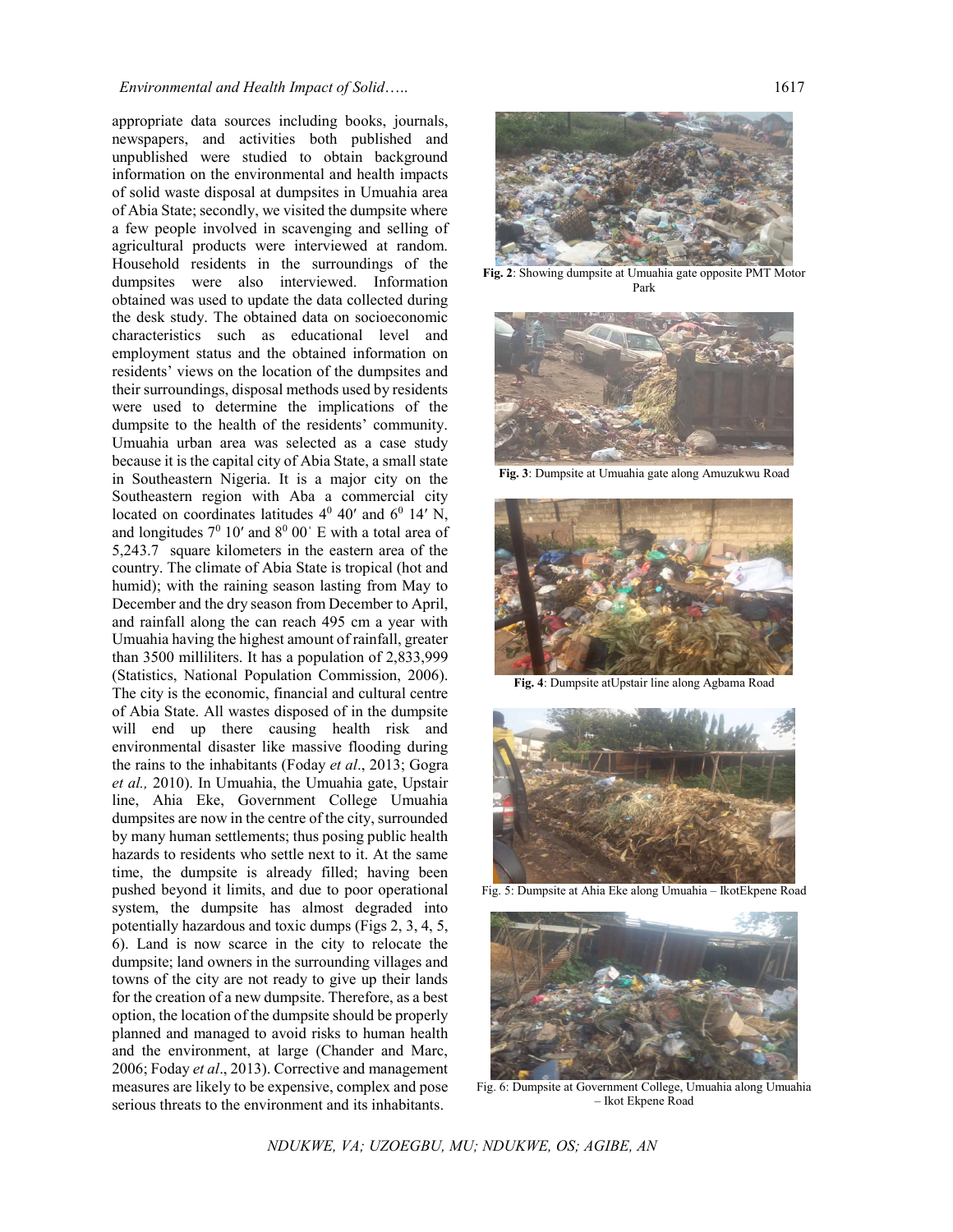appropriate data sources including books, journals, newspapers, and activities both published and unpublished were studied to obtain background information on the environmental and health impacts of solid waste disposal at dumpsites in Umuahia area of Abia State; secondly, we visited the dumpsite where a few people involved in scavenging and selling of agricultural products were interviewed at random. Household residents in the surroundings of the dumpsites were also interviewed. Information obtained was used to update the data collected during the desk study. The obtained data on socioeconomic characteristics such as educational level and employment status and the obtained information on residents' views on the location of the dumpsites and their surroundings, disposal methods used by residents were used to determine the implications of the dumpsite to the health of the residents' community. Umuahia urban area was selected as a case study because it is the capital city of Abia State, a small state in Southeastern Nigeria. It is a major city on the Southeastern region with Aba a commercial city located on coordinates latitudes $4^0$ 40′ and $6^0$ 14′ N, and longitudes $7^0$ 10′ and $8^0$ 00΄ E with a total area of 5,243.7 square kilometers in the eastern area of the country. The climate of Abia State is tropical (hot and humid); with the raining season lasting from May to December and the dry season from December to April, and rainfall along the can reach 495 cm a year with Umuahia having the highest amount of rainfall, greater than 3500 milliliters. It has a population of 2,833,999 (Statistics, National Population Commission, 2006). The city is the economic, financial and cultural centre of Abia State. All wastes disposed of in the dumpsite will end up there causing health risk and environmental disaster like massive flooding during the rains to the inhabitants (Foday *et al*., 2013; Gogra *et al.,* 2010). In Umuahia, the Umuahia gate, Upstair line, Ahia Eke, Government College Umuahia dumpsites are now in the centre of the city, surrounded by many human settlements; thus posing public health hazards to residents who settle next to it. At the same time, the dumpsite is already filled; having been pushed beyond it limits, and due to poor operational system, the dumpsite has almost degraded into potentially hazardous and toxic dumps (Figs 2, 3, 4, 5, 6). Land is now scarce in the city to relocate the dumpsite; land owners in the surrounding villages and towns of the city are not ready to give up their lands for the creation of a new dumpsite. Therefore, as a best option, the location of the dumpsite should be properly planned and managed to avoid risks to human health and the environment, at large (Chander and Marc, 2006; Foday *et al*., 2013). Corrective and management measures are likely to be expensive, complex and pose serious threats to the environment and its inhabitants.

**Fig. 2**: Showing dumpsite at Umuahia gate opposite PMT Motor Park

**Fig. 3**: Dumpsite at Umuahia gate along Amuzukwu Road

**Fig. 4**: Dumpsite atUpstair line along Agbama Road

Fig. 5: Dumpsite at Ahia Eke along Umuahia – IkotEkpene Road

Fig. 6: Dumpsite at Government College, Umuahia along Umuahia – Ikot Ekpene Road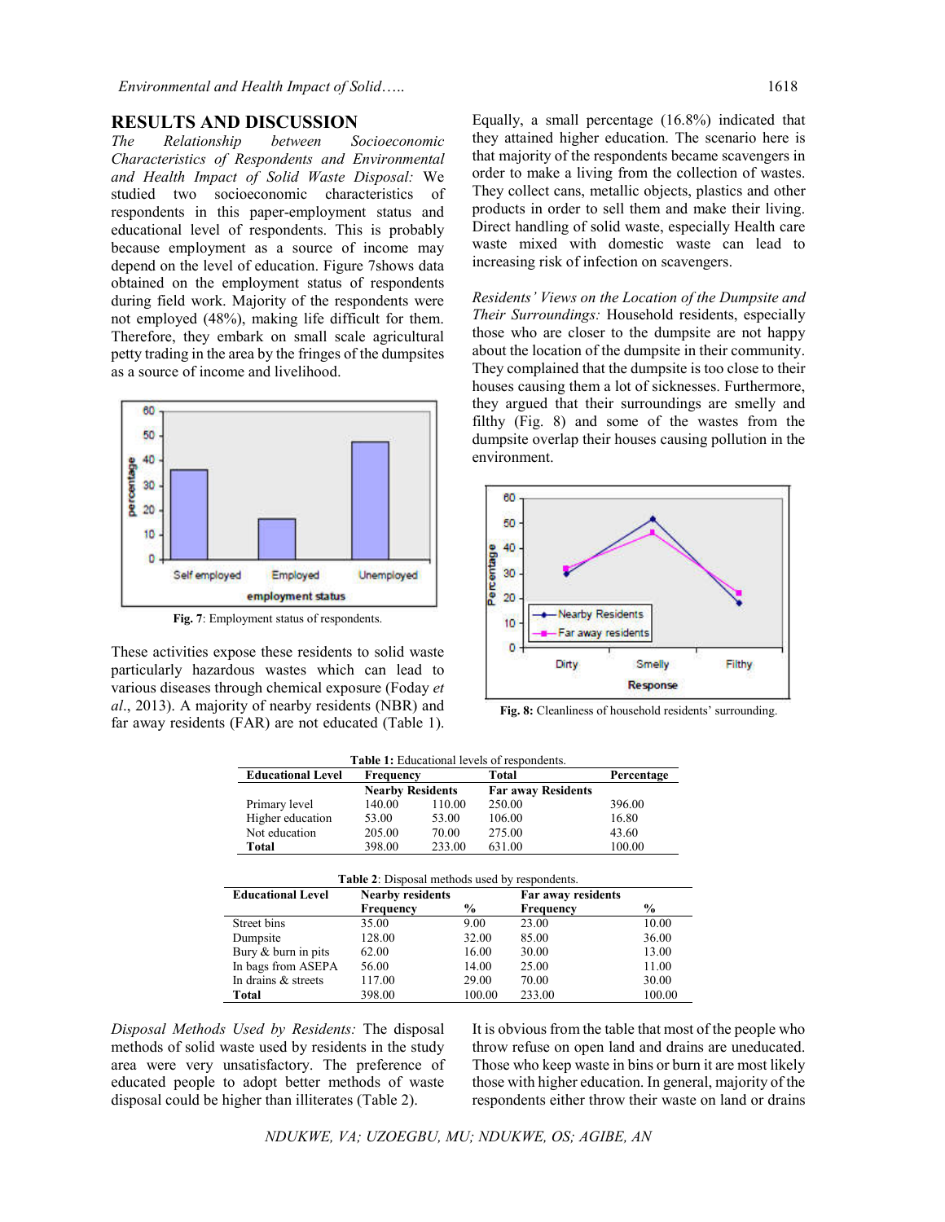## RESULTS AND DISCUSSION

*The Relationship between Socioeconomic Characteristics of Respondents and Environmental and Health Impact of Solid Waste Disposal:* We studied two socioeconomic characteristics of respondents in this paper-employment status and educational level of respondents. This is probably because employment as a source of income may depend on the level of education. Figure 7shows data obtained on the employment status of respondents during field work. Majority of the respondents were not employed (48%), making life difficult for them. Therefore, they embark on small scale agricultural petty trading in the area by the fringes of the dumpsites as a source of income and livelihood.

**Fig. 7**: Employment status of respondents.

These activities expose these residents to solid waste particularly hazardous wastes which can lead to various diseases through chemical exposure (Foday *et al*., 2013). A majority of nearby residents (NBR) and far away residents (FAR) are not educated (Table 1). Equally, a small percentage (16.8%) indicated that they attained higher education. The scenario here is that majority of the respondents became scavengers in order to make a living from the collection of wastes. They collect cans, metallic objects, plastics and other products in order to sell them and make their living. Direct handling of solid waste, especially Health care waste mixed with domestic waste can lead to increasing risk of infection on scavengers.

*Residents' Views on the Location of the Dumpsite and Their Surroundings:* Household residents, especially those who are closer to the dumpsite are not happy about the location of the dumpsite in their community. They complained that the dumpsite is too close to their houses causing them a lot of sicknesses. Furthermore, they argued that their surroundings are smelly and filthy (Fig. 8) and some of the wastes from the dumpsite overlap their houses causing pollution in the environment.

**Fig. 8:** Cleanliness of household residents' surrounding.

**Table 1:** Educational levels of respondents.

| Educational Level | Frequency | | Total | Percentage |
|---|---|---|---|---|
| | Nearby Residents | | Far away Residents | |
| Primary level | 140.00 | 110.00 | 250.00 | 396.00 |
| Higher education | 53.00 | 53.00 | 106.00 | 16.80 |
| Not education | 205.00 | 70.00 | 275.00 | 43.60 |
| **Total** | 398.00 | 233.00 | 631.00 | 100.00 |

**Table 2**: Disposal methods used by respondents.

| Educational Level | Nearby residents | | Far away residents | |
|---|---|---|---|---|
| | Frequency | % | Frequency | % |
| Street bins | 35.00 | 9.00 | 23.00 | 10.00 |
| Dumpsite | 128.00 | 32.00 | 85.00 | 36.00 |
| Bury & burn in pits | 62.00 | 16.00 | 30.00 | 13.00 |
| In bags from ASEPA | 56.00 | 14.00 | 25.00 | 11.00 |
| In drains & streets | 117.00 | 29.00 | 70.00 | 30.00 |
| **Total** | 398.00 | 100.00 | 233.00 | 100.00 |

*Disposal Methods Used by Residents:* The disposal methods of solid waste used by residents in the study area were very unsatisfactory. The preference of educated people to adopt better methods of waste disposal could be higher than illiterates (Table 2).

It is obvious from the table that most of the people who throw refuse on open land and drains are uneducated. Those who keep waste in bins or burn it are most likely those with higher education. In general, majority of the respondents either throw their waste on land or drains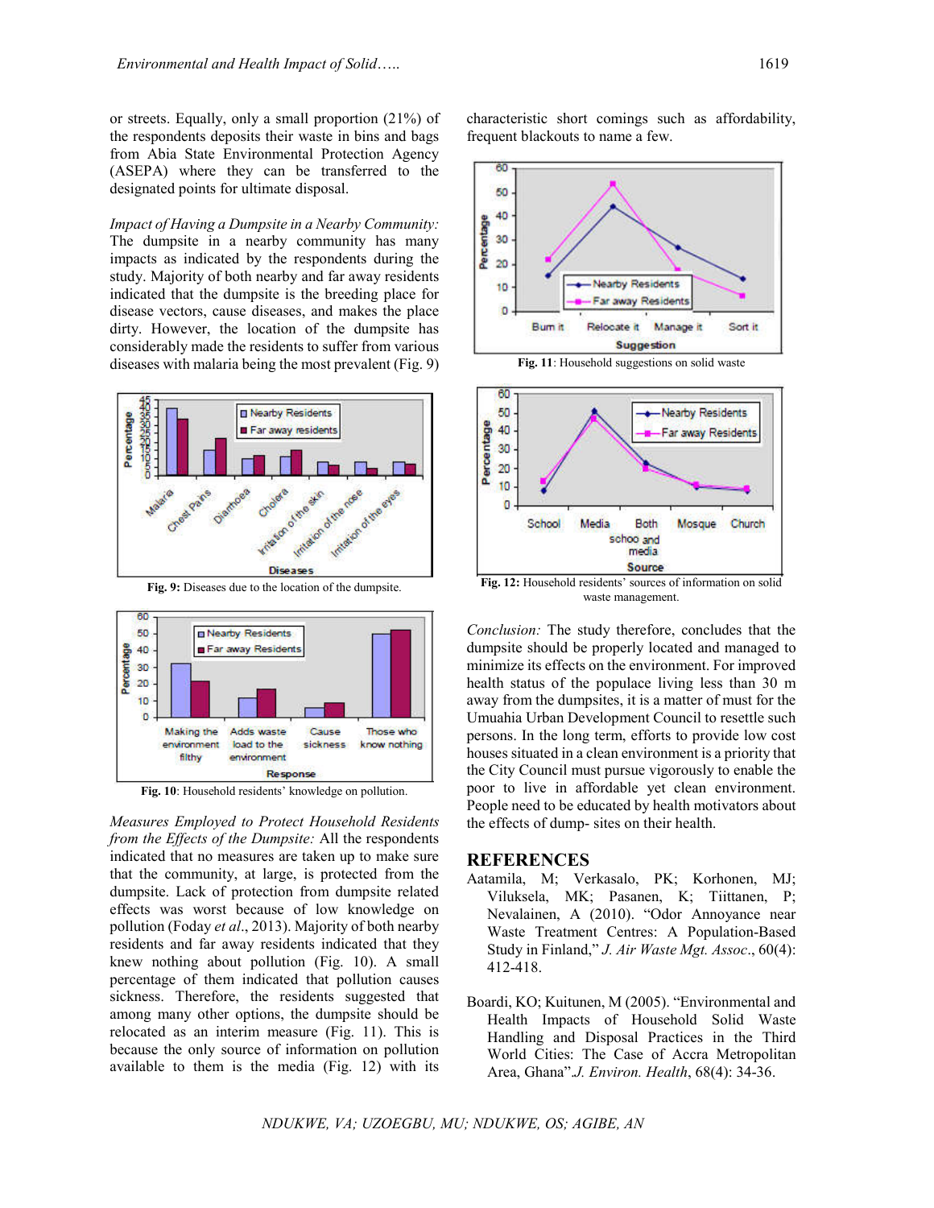or streets. Equally, only a small proportion (21%) of the respondents deposits their waste in bins and bags from Abia State Environmental Protection Agency (ASEPA) where they can be transferred to the designated points for ultimate disposal.

*Impact of Having a Dumpsite in a Nearby Community:* The dumpsite in a nearby community has many impacts as indicated by the respondents during the study. Majority of both nearby and far away residents indicated that the dumpsite is the breeding place for disease vectors, cause diseases, and makes the place dirty. However, the location of the dumpsite has considerably made the residents to suffer from various diseases with malaria being the most prevalent (Fig. 9)

**Fig. 9:** Diseases due to the location of the dumpsite.

**Fig. 10**: Household residents' knowledge on pollution.

*Measures Employed to Protect Household Residents from the Effects of the Dumpsite:* All the respondents indicated that no measures are taken up to make sure that the community, at large, is protected from the dumpsite. Lack of protection from dumpsite related effects was worst because of low knowledge on pollution (Foday *et al*., 2013). Majority of both nearby residents and far away residents indicated that they knew nothing about pollution (Fig. 10). A small percentage of them indicated that pollution causes sickness. Therefore, the residents suggested that among many other options, the dumpsite should be relocated as an interim measure (Fig. 11). This is because the only source of information on pollution available to them is the media (Fig. 12) with its characteristic short comings such as affordability, frequent blackouts to name a few.

**Fig. 11**: Household suggestions on solid waste

**Fig. 12:** Household residents' sources of information on solid waste management.

*Conclusion:* The study therefore, concludes that the dumpsite should be properly located and managed to minimize its effects on the environment. For improved health status of the populace living less than 30 m away from the dumpsites, it is a matter of must for the Umuahia Urban Development Council to resettle such persons. In the long term, efforts to provide low cost houses situated in a clean environment is a priority that the City Council must pursue vigorously to enable the poor to live in affordable yet clean environment. People need to be educated by health motivators about the effects of dump- sites on their health.

## REFERENCES

Aatamila, M; Verkasalo, PK; Korhonen, MJ; Viluksela, MK; Pasanen, K; Tiittanen, P; Nevalainen, A (2010). "Odor Annoyance near Waste Treatment Centres: A Population-Based Study in Finland," *J. Air Waste Mgt. Assoc*., 60(4): 412-418.

Boardi, KO; Kuitunen, M (2005). "Environmental and Health Impacts of Household Solid Waste Handling and Disposal Practices in the Third World Cities: The Case of Accra Metropolitan Area, Ghana".*J. Environ. Health*, 68(4): 34-36.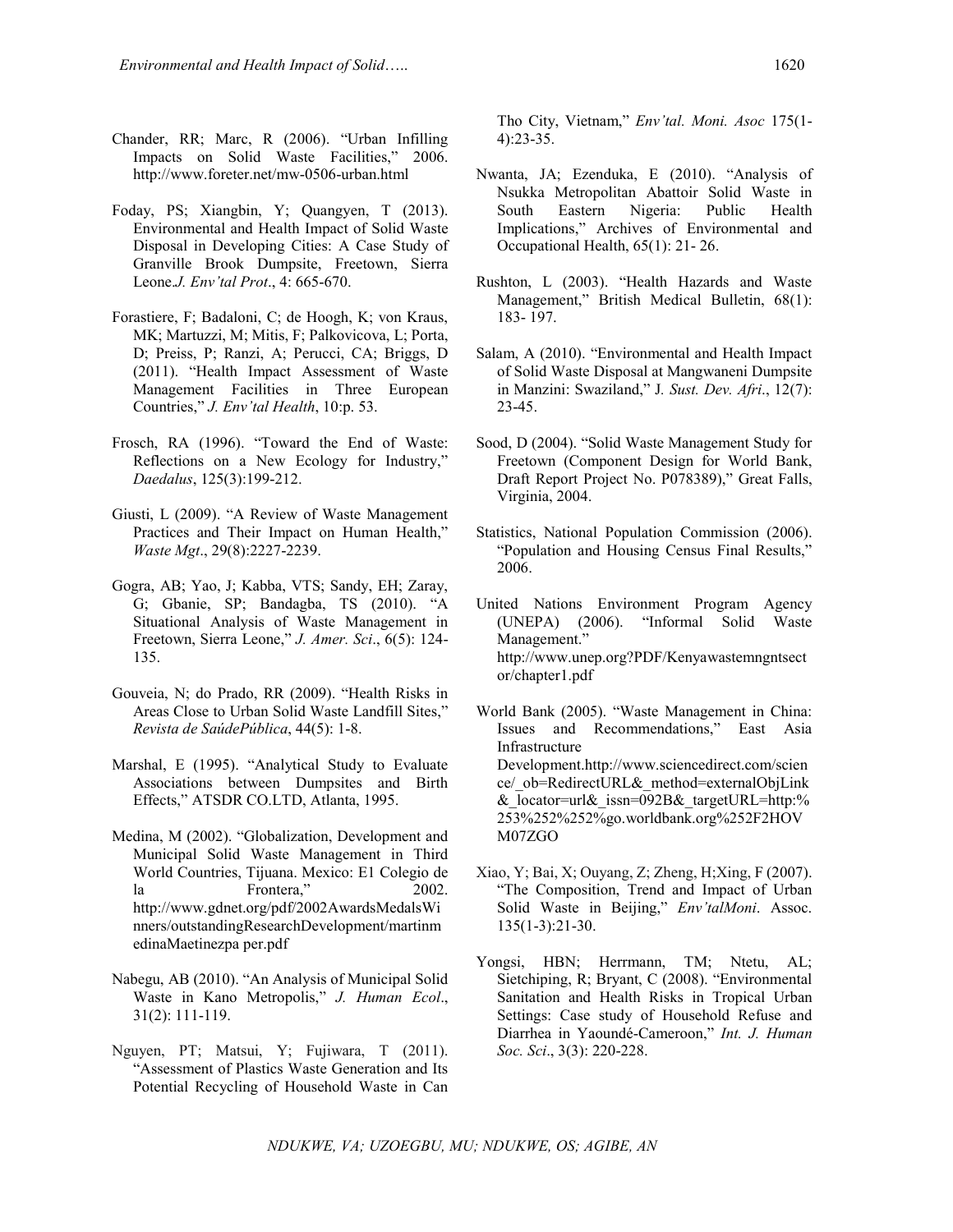Chander, RR; Marc, R (2006). "Urban Infilling Impacts on Solid Waste Facilities," 2006. http://www.foreter.net/mw-0506-urban.html

Foday, PS; Xiangbin, Y; Quangyen, T (2013). Environmental and Health Impact of Solid Waste Disposal in Developing Cities: A Case Study of Granville Brook Dumpsite, Freetown, Sierra Leone.*J. Env'tal Prot*., 4: 665-670.

Forastiere, F; Badaloni, C; de Hoogh, K; von Kraus, MK; Martuzzi, M; Mitis, F; Palkovicova, L; Porta, D; Preiss, P; Ranzi, A; Perucci, CA; Briggs, D (2011). "Health Impact Assessment of Waste Management Facilities in Three European Countries," *J. Env'tal Health*, 10:p. 53.

Frosch, RA (1996). "Toward the End of Waste: Reflections on a New Ecology for Industry," *Daedalus*, 125(3):199-212.

Giusti, L (2009). "A Review of Waste Management Practices and Their Impact on Human Health," *Waste Mgt*., 29(8):2227-2239.

Gogra, AB; Yao, J; Kabba, VTS; Sandy, EH; Zaray, G; Gbanie, SP; Bandagba, TS (2010). "A Situational Analysis of Waste Management in Freetown, Sierra Leone," *J. Amer. Sci*., 6(5): 124-135.

Gouveia, N; do Prado, RR (2009). "Health Risks in Areas Close to Urban Solid Waste Landfill Sites," *Revista de SaúdePública*, 44(5): 1-8.

Marshal, E (1995). "Analytical Study to Evaluate Associations between Dumpsites and Birth Effects," ATSDR CO.LTD, Atlanta, 1995.

Medina, M (2002). "Globalization, Development and Municipal Solid Waste Management in Third World Countries, Tijuana. Mexico: E1 Colegio de la Frontera," 2002. http://www.gdnet.org/pdf/2002AwardsMedalsWinners/outstandingResearchDevelopment/martinmedinaMaetinezpa per.pdf

Nabegu, AB (2010). "An Analysis of Municipal Solid Waste in Kano Metropolis," *J. Human Ecol*., 31(2): 111-119.

Nguyen, PT; Matsui, Y; Fujiwara, T (2011). "Assessment of Plastics Waste Generation and Its Potential Recycling of Household Waste in Can Tho City, Vietnam," *Env'tal. Moni. Asoc* 175(1-4):23-35.

Nwanta, JA; Ezenduka, E (2010). "Analysis of Nsukka Metropolitan Abattoir Solid Waste in South Eastern Nigeria: Public Health Implications," Archives of Environmental and Occupational Health, 65(1): 21- 26.

Rushton, L (2003). "Health Hazards and Waste Management," British Medical Bulletin, 68(1): 183- 197.

Salam, A (2010). "Environmental and Health Impact of Solid Waste Disposal at Mangwaneni Dumpsite in Manzini: Swaziland," J*. Sust. Dev. Afri*., 12(7): 23-45.

Sood, D (2004). "Solid Waste Management Study for Freetown (Component Design for World Bank, Draft Report Project No. P078389)," Great Falls, Virginia, 2004.

Statistics, National Population Commission (2006). "Population and Housing Census Final Results," 2006.

United Nations Environment Program Agency (UNEPA) (2006). "Informal Solid Waste Management." http://www.unep.org?PDF/Kenyawastemngntsector/chapter1.pdf

World Bank (2005). "Waste Management in China: Issues and Recommendations," East Asia Infrastructure Development.http://www.sciencedirect.com/science/_ob=RedirectURL&_method=externalObjLink&_locator=url&_issn=092B&_targetURL=http:%253%252%252%go.worldbank.org%252F2HOVM07ZGO

Xiao, Y; Bai, X; Ouyang, Z; Zheng, H;Xing, F (2007). "The Composition, Trend and Impact of Urban Solid Waste in Beijing," *Env'talMoni*. Assoc. 135(1-3):21-30.

Yongsi, HBN; Herrmann, TM; Ntetu, AL; Sietchiping, R; Bryant, C (2008). "Environmental Sanitation and Health Risks in Tropical Urban Settings: Case study of Household Refuse and Diarrhea in Yaoundé-Cameroon," *Int. J. Human Soc. Sci*., 3(3): 220-228.